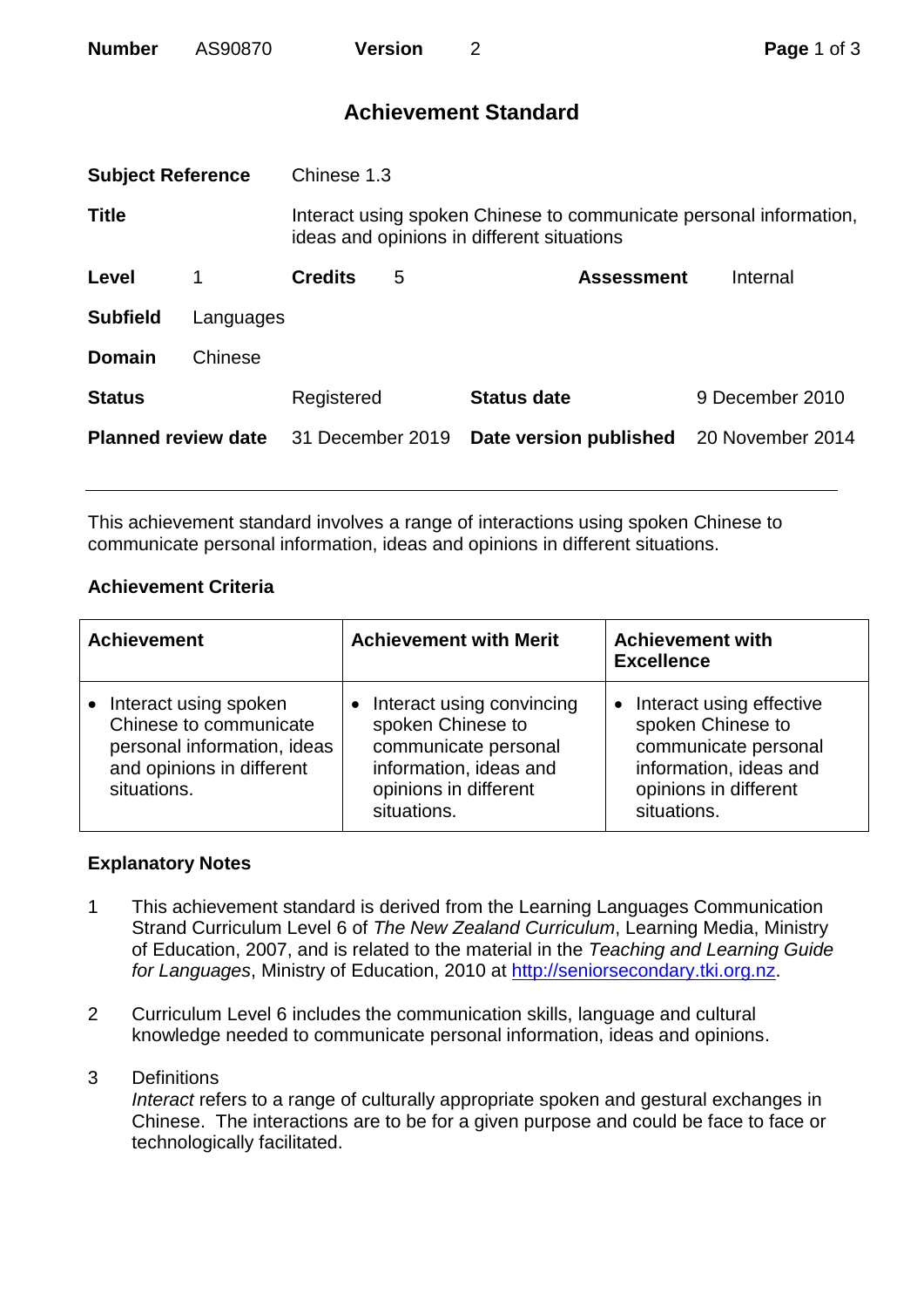| **Number** | AS90870 | **Version** | 2 |
|---|---|---|---|

# Achievement Standard

| | |
|---|---|
| **Subject Reference** | Chinese 1.3 |
| **Title** | Interact using spoken Chinese to communicate personal information, ideas and opinions in different situations |

| | | | | | |
|---|---|---|---|---|---|
| **Level** | 1 | **Credits** | 5 | **Assessment** | Internal |
| **Subfield** | Languages | | | | |
| **Domain** | Chinese | | | | |

| | | | |
|---|---|---|---|
| **Status** | Registered | **Status date** | 9 December 2010 |
| **Planned review date** | 31 December 2019 | **Date version published** | 20 November 2014 |

---

This achievement standard involves a range of interactions using spoken Chinese to communicate personal information, ideas and opinions in different situations.

## Achievement Criteria

| Achievement | Achievement with Merit | Achievement with Excellence |
|---|---|---|
| • Interact using spoken Chinese to communicate personal information, ideas and opinions in different situations. | • Interact using convincing spoken Chinese to communicate personal information, ideas and opinions in different situations. | • Interact using effective spoken Chinese to communicate personal information, ideas and opinions in different situations. |

## Explanatory Notes

1. This achievement standard is derived from the Learning Languages Communication Strand Curriculum Level 6 of *The New Zealand Curriculum*, Learning Media, Ministry of Education, 2007, and is related to the material in the *Teaching and Learning Guide for Languages*, Ministry of Education, 2010 at http://seniorsecondary.tki.org.nz.

2. Curriculum Level 6 includes the communication skills, language and cultural knowledge needed to communicate personal information, ideas and opinions.

3. Definitions
   *Interact* refers to a range of culturally appropriate spoken and gestural exchanges in Chinese. The interactions are to be for a given purpose and could be face to face or technologically facilitated.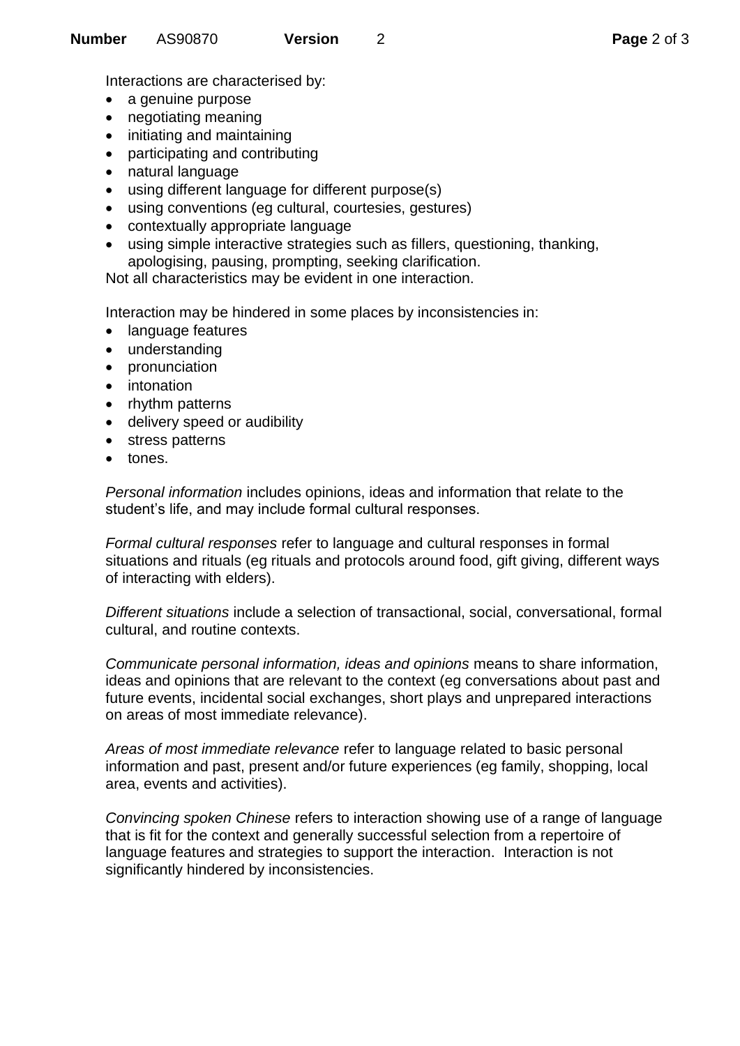Interactions are characterised by:

- a genuine purpose
- negotiating meaning
- initiating and maintaining
- participating and contributing
- natural language
- using different language for different purpose(s)
- using conventions (eg cultural, courtesies, gestures)
- contextually appropriate language
- using simple interactive strategies such as fillers, questioning, thanking, apologising, pausing, prompting, seeking clarification.

Not all characteristics may be evident in one interaction.

Interaction may be hindered in some places by inconsistencies in:

- language features
- understanding
- pronunciation
- intonation
- rhythm patterns
- delivery speed or audibility
- stress patterns
- tones.

*Personal information* includes opinions, ideas and information that relate to the student's life, and may include formal cultural responses.

*Formal cultural responses* refer to language and cultural responses in formal situations and rituals (eg rituals and protocols around food, gift giving, different ways of interacting with elders).

*Different situations* include a selection of transactional, social, conversational, formal cultural, and routine contexts.

*Communicate personal information, ideas and opinions* means to share information, ideas and opinions that are relevant to the context (eg conversations about past and future events, incidental social exchanges, short plays and unprepared interactions on areas of most immediate relevance).

*Areas of most immediate relevance* refer to language related to basic personal information and past, present and/or future experiences (eg family, shopping, local area, events and activities).

*Convincing spoken Chinese* refers to interaction showing use of a range of language that is fit for the context and generally successful selection from a repertoire of language features and strategies to support the interaction. Interaction is not significantly hindered by inconsistencies.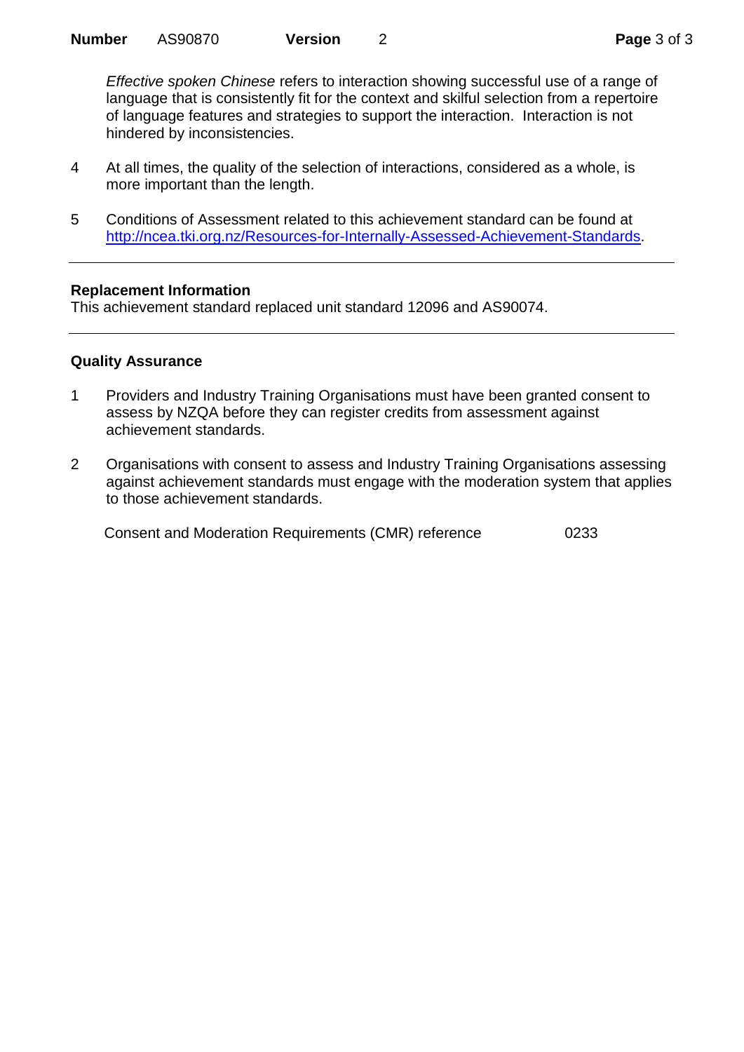*Effective spoken Chinese* refers to interaction showing successful use of a range of language that is consistently fit for the context and skilful selection from a repertoire of language features and strategies to support the interaction. Interaction is not hindered by inconsistencies.

4. At all times, the quality of the selection of interactions, considered as a whole, is more important than the length.

5. Conditions of Assessment related to this achievement standard can be found at [http://ncea.tki.org.nz/Resources-for-Internally-Assessed-Achievement-Standards](http://ncea.tki.org.nz/Resources-for-Internally-Assessed-Achievement-Standards).

---

**Replacement Information**

This achievement standard replaced unit standard 12096 and AS90074.

---

**Quality Assurance**

1. Providers and Industry Training Organisations must have been granted consent to assess by NZQA before they can register credits from assessment against achievement standards.

2. Organisations with consent to assess and Industry Training Organisations assessing against achievement standards must engage with the moderation system that applies to those achievement standards.

Consent and Moderation Requirements (CMR) reference 0233